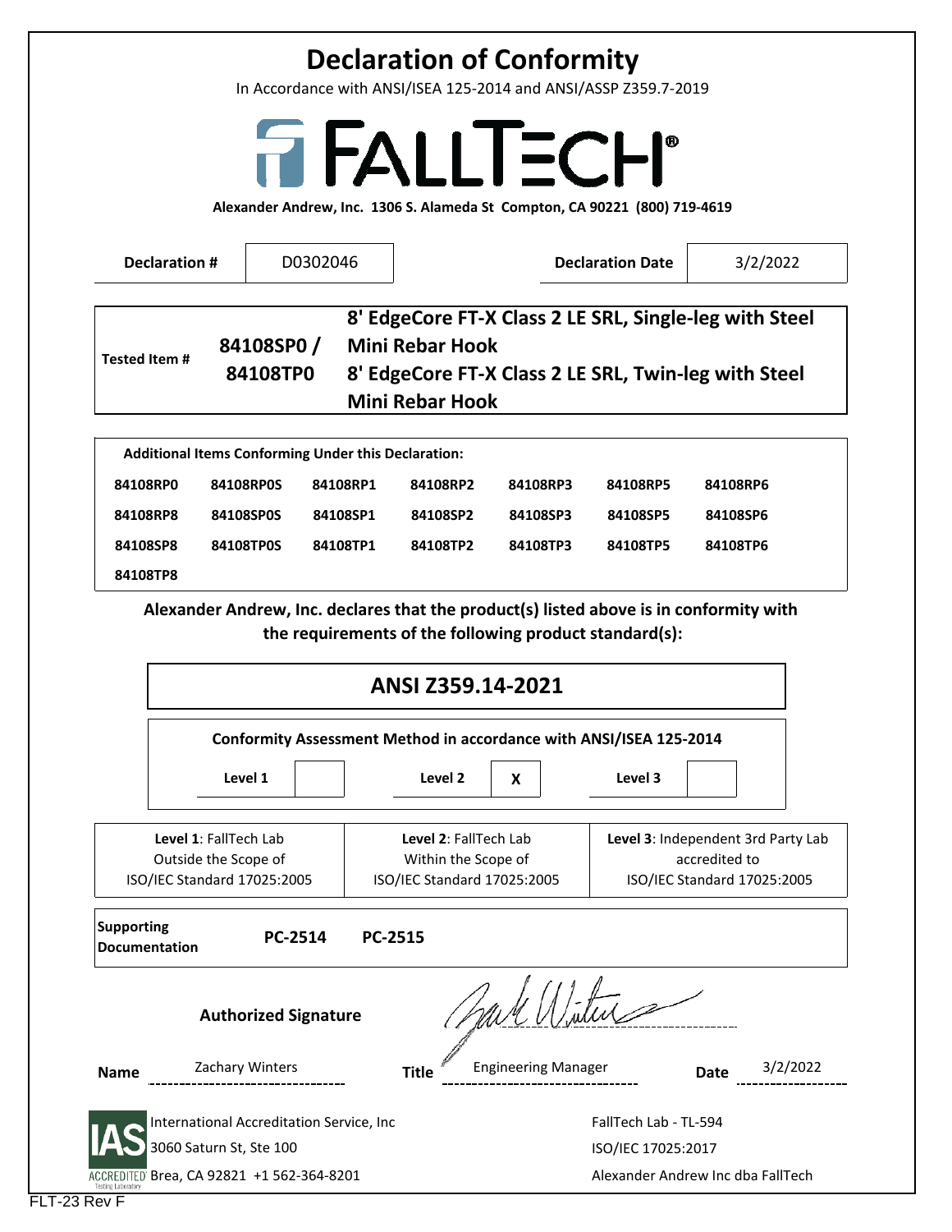# Declaration of Conformity

In Accordance with ANSI/ISEA 125-2014 and ANSI/ASSP Z359.7-2019

FALLTECH®

**Alexander Andrew, Inc. 1306 S. Alameda St Compton, CA 90221 (800) 719-4619**

| **Declaration #** | D0302046 | **Declaration Date** | 3/2/2022 |
|---|---|---|---|

| **Tested Item #** | **84108SP0 / 84108TP0** | **8' EdgeCore FT-X Class 2 LE SRL, Single-leg with Steel Mini Rebar Hook** **8' EdgeCore FT-X Class 2 LE SRL, Twin-leg with Steel Mini Rebar Hook** |
|---|---|---|

**Additional Items Conforming Under this Declaration:**

| | | | | | | |
|---|---|---|---|---|---|---|
| **84108RP0** | **84108RP0S** | **84108RP1** | **84108RP2** | **84108RP3** | **84108RP5** | **84108RP6** |
| **84108RP8** | **84108SP0S** | **84108SP1** | **84108SP2** | **84108SP3** | **84108SP5** | **84108SP6** |
| **84108SP8** | **84108TP0S** | **84108TP1** | **84108TP2** | **84108TP3** | **84108TP5** | **84108TP6** |
| **84108TP8** | | | | | | |

**Alexander Andrew, Inc. declares that the product(s) listed above is in conformity with the requirements of the following product standard(s):**

## ANSI Z359.14-2021

**Conformity Assessment Method in accordance with ANSI/ISEA 125-2014**

| **Level 1** | | **Level 2** | **X** | **Level 3** | |
|---|---|---|---|---|---|

| **Level 1**: FallTech Lab Outside the Scope of ISO/IEC Standard 17025:2005 | **Level 2**: FallTech Lab Within the Scope of ISO/IEC Standard 17025:2005 | **Level 3**: Independent 3rd Party Lab accredited to ISO/IEC Standard 17025:2005 |
|---|---|---|

| **Supporting Documentation** | **PC-2514** | **PC-2515** |
|---|---|---|

**Authorized Signature**

| **Name** | Zachary Winters | **Title** | Engineering Manager | **Date** | 3/2/2022 |
|---|---|---|---|---|---|

International Accreditation Service, Inc
3060 Saturn St, Ste 100
Brea, CA 92821 +1 562-364-8201

FallTech Lab - TL-594
ISO/IEC 17025:2017
Alexander Andrew Inc dba FallTech

FLT-23 Rev F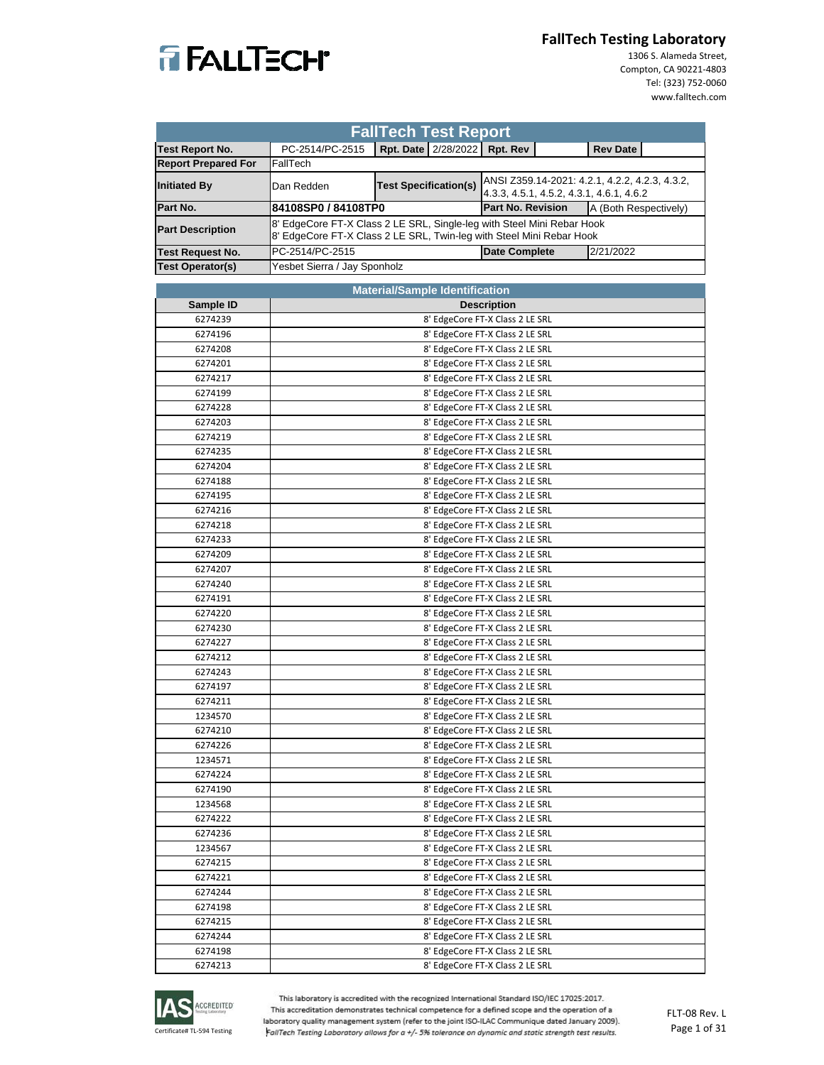**FallTech Testing Laboratory**
1306 S. Alameda Street,
Compton, CA 90221-4803
Tel: (323) 752-0060
www.falltech.com

## FallTech Test Report

| | | | | | | | |
|---|---|---|---|---|---|---|---|
| **Test Report No.** | PC-2514/PC-2515 | **Rpt. Date** | 2/28/2022 | **Rpt. Rev** | | **Rev Date** | |
| **Report Prepared For** | FallTech | | | | | | |
| **Initiated By** | Dan Redden | **Test Specification(s)** | | ANSI Z359.14-2021: 4.2.1, 4.2.2, 4.2.3, 4.3.2, 4.3.3, 4.5.1, 4.5.2, 4.3.1, 4.6.1, 4.6.2 | | | |
| **Part No.** | **84108SP0 / 84108TP0** | | | **Part No. Revision** | | A (Both Respectively) | |
| **Part Description** | 8' EdgeCore FT-X Class 2 LE SRL, Single-leg with Steel Mini Rebar Hook<br>8' EdgeCore FT-X Class 2 LE SRL, Twin-leg with Steel Mini Rebar Hook | | | | | | |
| **Test Request No.** | PC-2514/PC-2515 | | | **Date Complete** | | 2/21/2022 | |
| **Test Operator(s)** | Yesbet Sierra / Jay Sponholz | | | | | | |

## Material/Sample Identification

| Sample ID | Description |
|---|---|
| 6274239 | 8' EdgeCore FT-X Class 2 LE SRL |
| 6274196 | 8' EdgeCore FT-X Class 2 LE SRL |
| 6274208 | 8' EdgeCore FT-X Class 2 LE SRL |
| 6274201 | 8' EdgeCore FT-X Class 2 LE SRL |
| 6274217 | 8' EdgeCore FT-X Class 2 LE SRL |
| 6274199 | 8' EdgeCore FT-X Class 2 LE SRL |
| 6274228 | 8' EdgeCore FT-X Class 2 LE SRL |
| 6274203 | 8' EdgeCore FT-X Class 2 LE SRL |
| 6274219 | 8' EdgeCore FT-X Class 2 LE SRL |
| 6274235 | 8' EdgeCore FT-X Class 2 LE SRL |
| 6274204 | 8' EdgeCore FT-X Class 2 LE SRL |
| 6274188 | 8' EdgeCore FT-X Class 2 LE SRL |
| 6274195 | 8' EdgeCore FT-X Class 2 LE SRL |
| 6274216 | 8' EdgeCore FT-X Class 2 LE SRL |
| 6274218 | 8' EdgeCore FT-X Class 2 LE SRL |
| 6274233 | 8' EdgeCore FT-X Class 2 LE SRL |
| 6274209 | 8' EdgeCore FT-X Class 2 LE SRL |
| 6274207 | 8' EdgeCore FT-X Class 2 LE SRL |
| 6274240 | 8' EdgeCore FT-X Class 2 LE SRL |
| 6274191 | 8' EdgeCore FT-X Class 2 LE SRL |
| 6274220 | 8' EdgeCore FT-X Class 2 LE SRL |
| 6274230 | 8' EdgeCore FT-X Class 2 LE SRL |
| 6274227 | 8' EdgeCore FT-X Class 2 LE SRL |
| 6274212 | 8' EdgeCore FT-X Class 2 LE SRL |
| 6274243 | 8' EdgeCore FT-X Class 2 LE SRL |
| 6274197 | 8' EdgeCore FT-X Class 2 LE SRL |
| 6274211 | 8' EdgeCore FT-X Class 2 LE SRL |
| 1234570 | 8' EdgeCore FT-X Class 2 LE SRL |
| 6274210 | 8' EdgeCore FT-X Class 2 LE SRL |
| 6274226 | 8' EdgeCore FT-X Class 2 LE SRL |
| 1234571 | 8' EdgeCore FT-X Class 2 LE SRL |
| 6274224 | 8' EdgeCore FT-X Class 2 LE SRL |
| 6274190 | 8' EdgeCore FT-X Class 2 LE SRL |
| 1234568 | 8' EdgeCore FT-X Class 2 LE SRL |
| 6274222 | 8' EdgeCore FT-X Class 2 LE SRL |
| 6274236 | 8' EdgeCore FT-X Class 2 LE SRL |
| 1234567 | 8' EdgeCore FT-X Class 2 LE SRL |
| 6274215 | 8' EdgeCore FT-X Class 2 LE SRL |
| 6274221 | 8' EdgeCore FT-X Class 2 LE SRL |
| 6274244 | 8' EdgeCore FT-X Class 2 LE SRL |
| 6274198 | 8' EdgeCore FT-X Class 2 LE SRL |
| 6274215 | 8' EdgeCore FT-X Class 2 LE SRL |
| 6274244 | 8' EdgeCore FT-X Class 2 LE SRL |
| 6274198 | 8' EdgeCore FT-X Class 2 LE SRL |
| 6274213 | 8' EdgeCore FT-X Class 2 LE SRL |

IAS ACCREDITED Testing Laboratory
Certificate# TL-594 Testing

This laboratory is accredited with the recognized International Standard ISO/IEC 17025:2017.
This accreditation demonstrates technical competence for a defined scope and the operation of a laboratory quality management system (refer to the joint ISO-ILAC Communique dated January 2009).
*FallTech Testing Laboratory allows for a +/- 5% tolerance on dynamic and static strength test results.*

FLT-08 Rev. L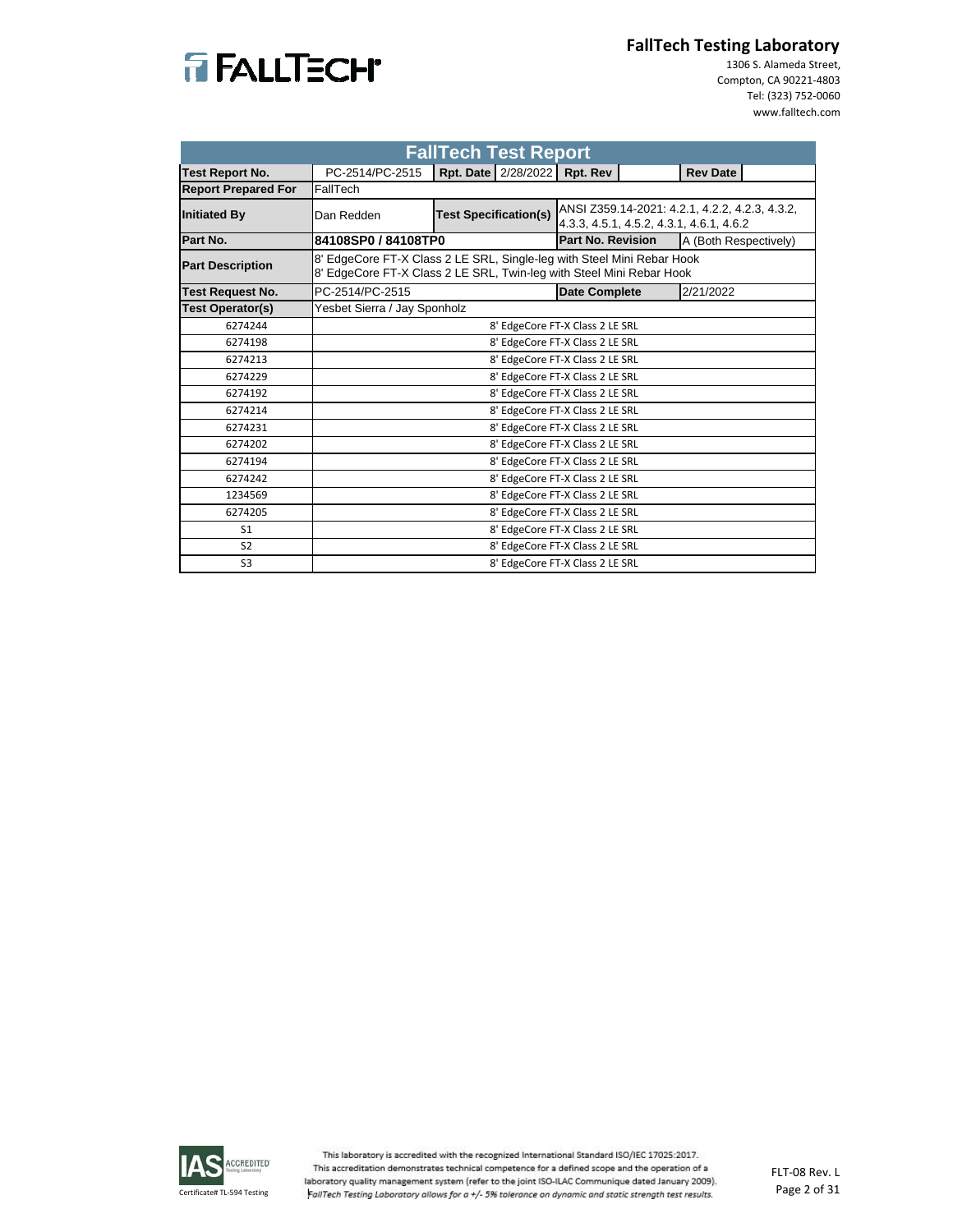FallTech Testing Laboratory
1306 S. Alameda Street,
Compton, CA 90221-4803
Tel: (323) 752-0060
www.falltech.com

# FallTech Test Report

| | | | | | | | |
|---|---|---|---|---|---|---|---|
| **Test Report No.** | PC-2514/PC-2515 | **Rpt. Date** | 2/28/2022 | **Rpt. Rev** | | **Rev Date** | |
| **Report Prepared For** | FallTech | | | | | | |
| **Initiated By** | Dan Redden | **Test Specification(s)** | | ANSI Z359.14-2021: 4.2.1, 4.2.2, 4.2.3, 4.3.2, 4.3.3, 4.5.1, 4.5.2, 4.3.1, 4.6.1, 4.6.2 | | | |
| **Part No.** | **84108SP0 / 84108TP0** | | | **Part No. Revision** | | A (Both Respectively) | |
| **Part Description** | 8' EdgeCore FT-X Class 2 LE SRL, Single-leg with Steel Mini Rebar Hook<br>8' EdgeCore FT-X Class 2 LE SRL, Twin-leg with Steel Mini Rebar Hook | | | | | | |
| **Test Request No.** | PC-2514/PC-2515 | | | **Date Complete** | | 2/21/2022 | |
| **Test Operator(s)** | Yesbet Sierra / Jay Sponholz | | | | | | |

| | |
|---|---|
| 6274244 | 8' EdgeCore FT-X Class 2 LE SRL |
| 6274198 | 8' EdgeCore FT-X Class 2 LE SRL |
| 6274213 | 8' EdgeCore FT-X Class 2 LE SRL |
| 6274229 | 8' EdgeCore FT-X Class 2 LE SRL |
| 6274192 | 8' EdgeCore FT-X Class 2 LE SRL |
| 6274214 | 8' EdgeCore FT-X Class 2 LE SRL |
| 6274231 | 8' EdgeCore FT-X Class 2 LE SRL |
| 6274202 | 8' EdgeCore FT-X Class 2 LE SRL |
| 6274194 | 8' EdgeCore FT-X Class 2 LE SRL |
| 6274242 | 8' EdgeCore FT-X Class 2 LE SRL |
| 1234569 | 8' EdgeCore FT-X Class 2 LE SRL |
| 6274205 | 8' EdgeCore FT-X Class 2 LE SRL |
| S1 | 8' EdgeCore FT-X Class 2 LE SRL |
| S2 | 8' EdgeCore FT-X Class 2 LE SRL |
| S3 | 8' EdgeCore FT-X Class 2 LE SRL |

IAS ACCREDITED Testing Laboratory
Certificate# TL-594 Testing

This laboratory is accredited with the recognized International Standard ISO/IEC 17025:2017.
This accreditation demonstrates technical competence for a defined scope and the operation of a laboratory quality management system (refer to the joint ISO-ILAC Communique dated January 2009).
*FallTech Testing Laboratory allows for a +/- 5% tolerance on dynamic and static strength test results.*

FLT-08 Rev. L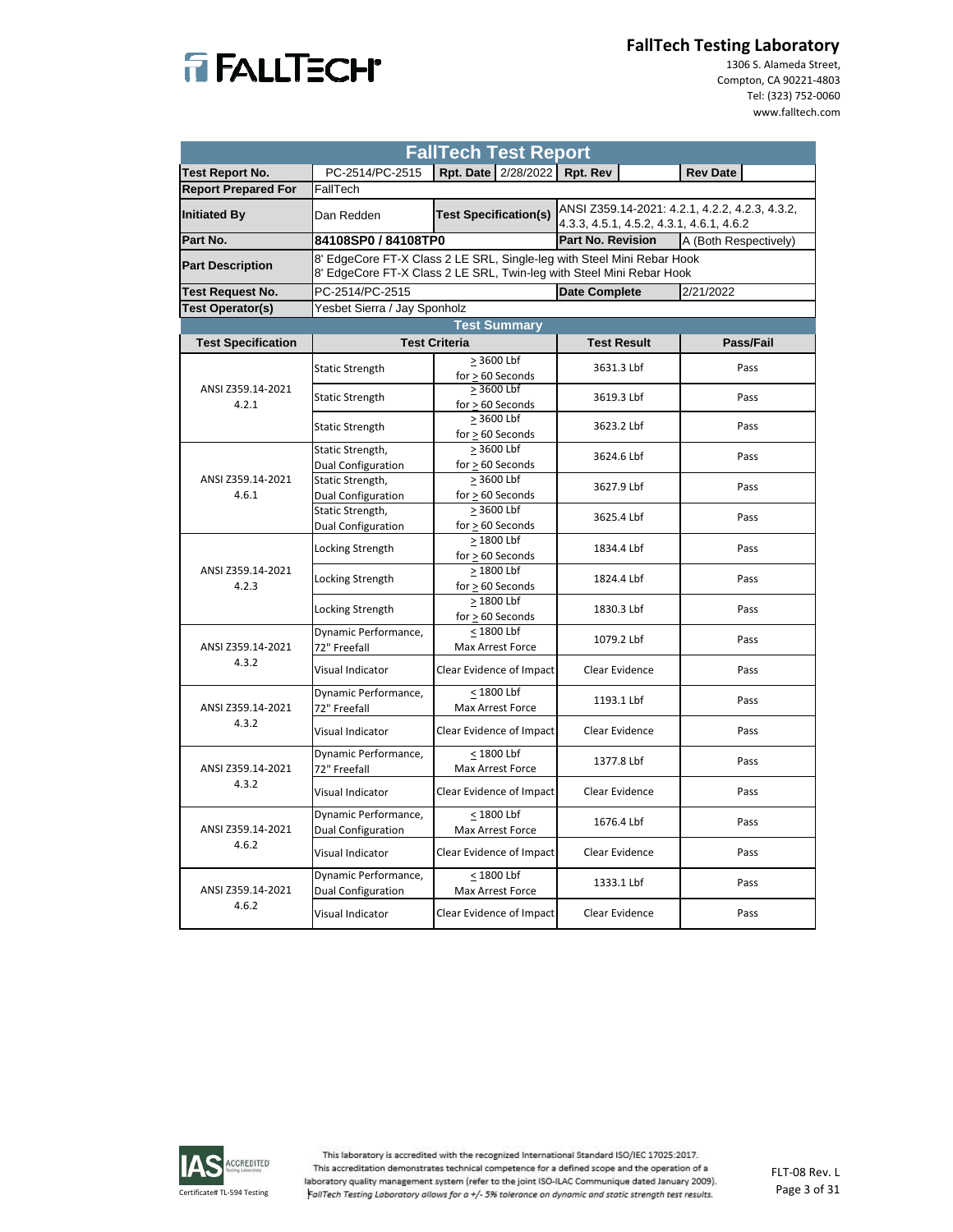**FallTech Testing Laboratory**
1306 S. Alameda Street,
Compton, CA 90221-4803
Tel: (323) 752-0060
www.falltech.com

# FallTech Test Report

| | | | | | |
|---|---|---|---|---|---|
| **Test Report No.** | PC-2514/PC-2515 | **Rpt. Date** 2/28/2022 | **Rpt. Rev** | **Rev Date** | |
| **Report Prepared For** | FallTech | | | | |
| **Initiated By** | Dan Redden | **Test Specification(s)** | ANSI Z359.14-2021: 4.2.1, 4.2.2, 4.2.3, 4.3.2, 4.3.3, 4.5.1, 4.5.2, 4.3.1, 4.6.1, 4.6.2 | | |
| **Part No.** | **84108SP0 / 84108TP0** | | **Part No. Revision** | A (Both Respectively) | |
| **Part Description** | 8' EdgeCore FT-X Class 2 LE SRL, Single-leg with Steel Mini Rebar Hook<br>8' EdgeCore FT-X Class 2 LE SRL, Twin-leg with Steel Mini Rebar Hook | | | | |
| **Test Request No.** | PC-2514/PC-2515 | | **Date Complete** | 2/21/2022 | |
| **Test Operator(s)** | Yesbet Sierra / Jay Sponholz | | | | |

## Test Summary

| Test Specification | Test Criteria | | Test Result | Pass/Fail |
|---|---|---|---|---|
| ANSI Z359.14-2021 4.2.1 | Static Strength | ≥ 3600 Lbf for ≥ 60 Seconds | 3631.3 Lbf | Pass |
| | Static Strength | ≥ 3600 Lbf for ≥ 60 Seconds | 3619.3 Lbf | Pass |
| | Static Strength | ≥ 3600 Lbf for ≥ 60 Seconds | 3623.2 Lbf | Pass |
| ANSI Z359.14-2021 4.6.1 | Static Strength, Dual Configuration | ≥ 3600 Lbf for ≥ 60 Seconds | 3624.6 Lbf | Pass |
| | Static Strength, Dual Configuration | ≥ 3600 Lbf for ≥ 60 Seconds | 3627.9 Lbf | Pass |
| | Static Strength, Dual Configuration | ≥ 3600 Lbf for ≥ 60 Seconds | 3625.4 Lbf | Pass |
| ANSI Z359.14-2021 4.2.3 | Locking Strength | ≥ 1800 Lbf for ≥ 60 Seconds | 1834.4 Lbf | Pass |
| | Locking Strength | ≥ 1800 Lbf for ≥ 60 Seconds | 1824.4 Lbf | Pass |
| | Locking Strength | ≥ 1800 Lbf for ≥ 60 Seconds | 1830.3 Lbf | Pass |
| ANSI Z359.14-2021 4.3.2 | Dynamic Performance, 72" Freefall | ≤ 1800 Lbf Max Arrest Force | 1079.2 Lbf | Pass |
| | Visual Indicator | Clear Evidence of Impact | Clear Evidence | Pass |
| ANSI Z359.14-2021 4.3.2 | Dynamic Performance, 72" Freefall | ≤ 1800 Lbf Max Arrest Force | 1193.1 Lbf | Pass |
| | Visual Indicator | Clear Evidence of Impact | Clear Evidence | Pass |
| ANSI Z359.14-2021 4.3.2 | Dynamic Performance, 72" Freefall | ≤ 1800 Lbf Max Arrest Force | 1377.8 Lbf | Pass |
| | Visual Indicator | Clear Evidence of Impact | Clear Evidence | Pass |
| ANSI Z359.14-2021 4.6.2 | Dynamic Performance, Dual Configuration | ≤ 1800 Lbf Max Arrest Force | 1676.4 Lbf | Pass |
| | Visual Indicator | Clear Evidence of Impact | Clear Evidence | Pass |
| ANSI Z359.14-2021 4.6.2 | Dynamic Performance, Dual Configuration | ≤ 1800 Lbf Max Arrest Force | 1333.1 Lbf | Pass |
| | Visual Indicator | Clear Evidence of Impact | Clear Evidence | Pass |

IAS ACCREDITED Testing Laboratory
Certificate# TL-594 Testing

This laboratory is accredited with the recognized International Standard ISO/IEC 17025:2017. This accreditation demonstrates technical competence for a defined scope and the operation of a laboratory quality management system (refer to the joint ISO-ILAC Communique dated January 2009).
*FallTech Testing Laboratory allows for a +/- 5% tolerance on dynamic and static strength test results.*

FLT-08 Rev. L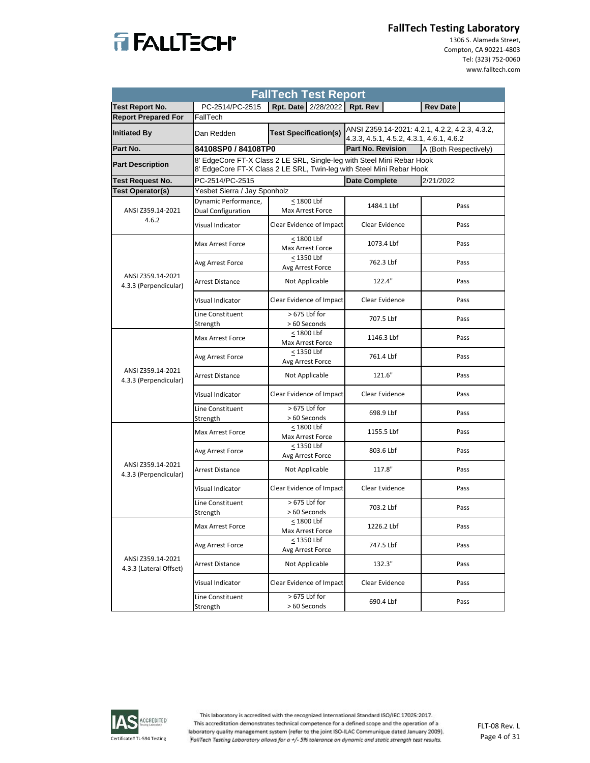**FallTech Testing Laboratory**
1306 S. Alameda Street,
Compton, CA 90221-4803
Tel: (323) 752-0060
www.falltech.com

## FallTech Test Report

| | | | | |
|---|---|---|---|---|
| **Test Report No.** | PC-2514/PC-2515 | **Rpt. Date** 2/28/2022 | **Rpt. Rev** | **Rev Date** |
| **Report Prepared For** | FallTech | | | |
| **Initiated By** | Dan Redden | **Test Specification(s)** | ANSI Z359.14-2021: 4.2.1, 4.2.2, 4.2.3, 4.3.2, 4.3.3, 4.5.1, 4.5.2, 4.3.1, 4.6.1, 4.6.2 | |
| **Part No.** | **84108SP0 / 84108TP0** | | **Part No. Revision** | A (Both Respectively) |
| **Part Description** | 8' EdgeCore FT-X Class 2 LE SRL, Single-leg with Steel Mini Rebar Hook<br>8' EdgeCore FT-X Class 2 LE SRL, Twin-leg with Steel Mini Rebar Hook | | | |
| **Test Request No.** | PC-2514/PC-2515 | | **Date Complete** | 2/21/2022 |
| **Test Operator(s)** | Yesbet Sierra / Jay Sponholz | | | |

| Test | Parameter | Requirement | Result | Pass/Fail |
|---|---|---|---|---|
| ANSI Z359.14-2021 4.6.2 | Dynamic Performance, Dual Configuration | ≤ 1800 Lbf Max Arrest Force | 1484.1 Lbf | Pass |
| | Visual Indicator | Clear Evidence of Impact | Clear Evidence | Pass |
| ANSI Z359.14-2021 4.3.3 (Perpendicular) | Max Arrest Force | ≤ 1800 Lbf Max Arrest Force | 1073.4 Lbf | Pass |
| | Avg Arrest Force | ≤ 1350 Lbf Avg Arrest Force | 762.3 Lbf | Pass |
| | Arrest Distance | Not Applicable | 122.4" | Pass |
| | Visual Indicator | Clear Evidence of Impact | Clear Evidence | Pass |
| | Line Constituent Strength | > 675 Lbf for > 60 Seconds | 707.5 Lbf | Pass |
| ANSI Z359.14-2021 4.3.3 (Perpendicular) | Max Arrest Force | ≤ 1800 Lbf Max Arrest Force | 1146.3 Lbf | Pass |
| | Avg Arrest Force | ≤ 1350 Lbf Avg Arrest Force | 761.4 Lbf | Pass |
| | Arrest Distance | Not Applicable | 121.6" | Pass |
| | Visual Indicator | Clear Evidence of Impact | Clear Evidence | Pass |
| | Line Constituent Strength | > 675 Lbf for > 60 Seconds | 698.9 Lbf | Pass |
| ANSI Z359.14-2021 4.3.3 (Perpendicular) | Max Arrest Force | ≤ 1800 Lbf Max Arrest Force | 1155.5 Lbf | Pass |
| | Avg Arrest Force | ≤ 1350 Lbf Avg Arrest Force | 803.6 Lbf | Pass |
| | Arrest Distance | Not Applicable | 117.8" | Pass |
| | Visual Indicator | Clear Evidence of Impact | Clear Evidence | Pass |
| | Line Constituent Strength | > 675 Lbf for > 60 Seconds | 703.2 Lbf | Pass |
| ANSI Z359.14-2021 4.3.3 (Lateral Offset) | Max Arrest Force | ≤ 1800 Lbf Max Arrest Force | 1226.2 Lbf | Pass |
| | Avg Arrest Force | ≤ 1350 Lbf Avg Arrest Force | 747.5 Lbf | Pass |
| | Arrest Distance | Not Applicable | 132.3" | Pass |
| | Visual Indicator | Clear Evidence of Impact | Clear Evidence | Pass |
| | Line Constituent Strength | > 675 Lbf for > 60 Seconds | 690.4 Lbf | Pass |

IAS ACCREDITED Testing Laboratory
Certificate# TL-594 Testing

This laboratory is accredited with the recognized International Standard ISO/IEC 17025:2017.
This accreditation demonstrates technical competence for a defined scope and the operation of a laboratory quality management system (refer to the joint ISO-ILAC Communique dated January 2009).
*FallTech Testing Laboratory allows for a +/- 5% tolerance on dynamic and static strength test results.*

FLT-08 Rev. L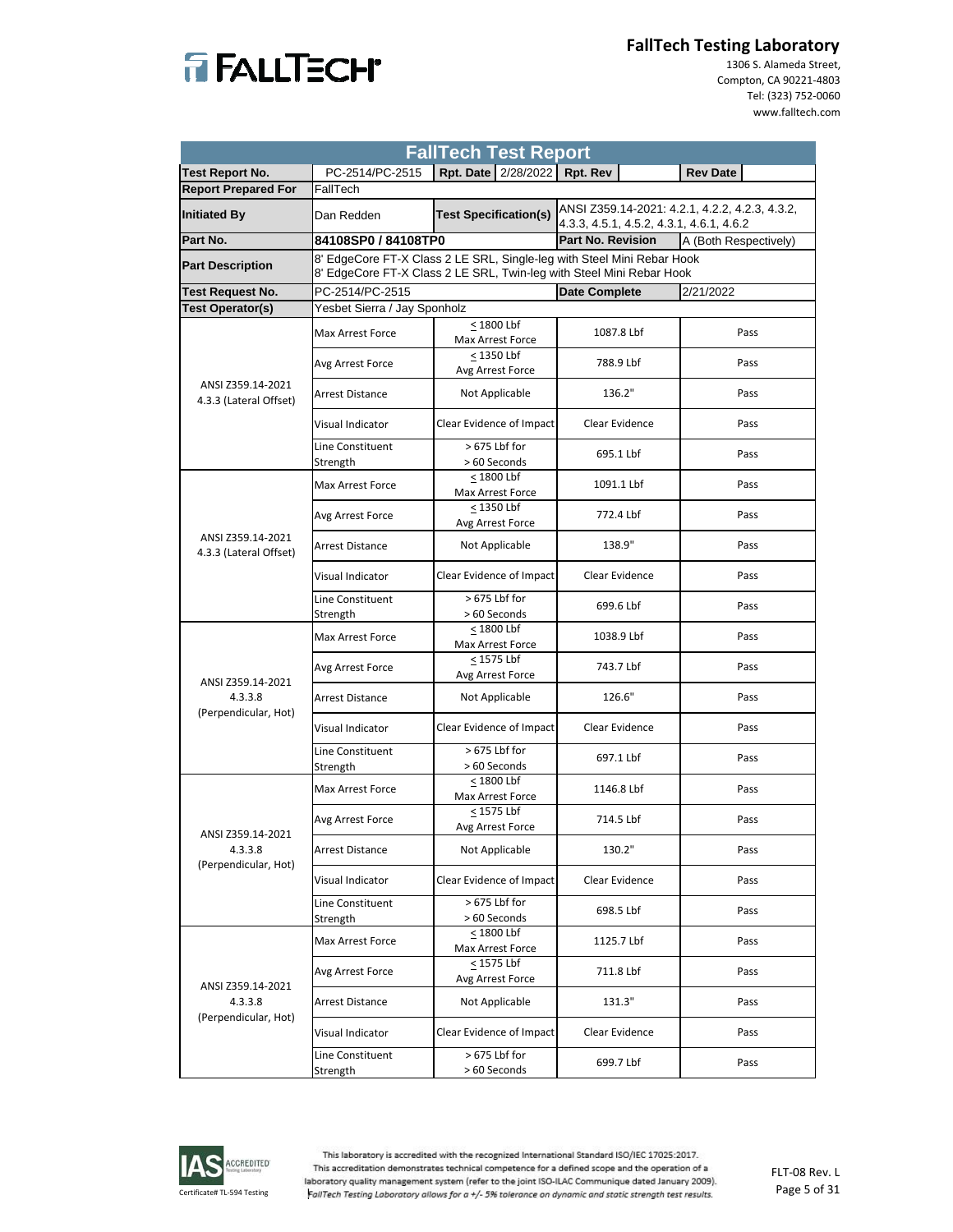# FallTech Testing Laboratory

1306 S. Alameda Street,
Compton, CA 90221-4803
Tel: (323) 752-0060
www.falltech.com

## FallTech Test Report

| | | | | | |
|---|---|---|---|---|---|
| **Test Report No.** | PC-2514/PC-2515 | **Rpt. Date** 2/28/2022 | **Rpt. Rev** | **Rev Date** | |
| **Report Prepared For** | FallTech | | | | |
| **Initiated By** | Dan Redden | **Test Specification(s)** | ANSI Z359.14-2021: 4.2.1, 4.2.2, 4.2.3, 4.3.2, 4.3.3, 4.5.1, 4.5.2, 4.3.1, 4.6.1, 4.6.2 | | |
| **Part No.** | **84108SP0 / 84108TP0** | | **Part No. Revision** | A (Both Respectively) | |
| **Part Description** | 8' EdgeCore FT-X Class 2 LE SRL, Single-leg with Steel Mini Rebar Hook<br>8' EdgeCore FT-X Class 2 LE SRL, Twin-leg with Steel Mini Rebar Hook | | | | |
| **Test Request No.** | PC-2514/PC-2515 | | **Date Complete** | 2/21/2022 | |
| **Test Operator(s)** | Yesbet Sierra / Jay Sponholz | | | | |

| Test | Parameter | Requirement | Result | Pass/Fail |
|---|---|---|---|---|
| ANSI Z359.14-2021 4.3.3 (Lateral Offset) | Max Arrest Force | ≤ 1800 Lbf Max Arrest Force | 1087.8 Lbf | Pass |
| | Avg Arrest Force | ≤ 1350 Lbf Avg Arrest Force | 788.9 Lbf | Pass |
| | Arrest Distance | Not Applicable | 136.2" | Pass |
| | Visual Indicator | Clear Evidence of Impact | Clear Evidence | Pass |
| | Line Constituent Strength | > 675 Lbf for > 60 Seconds | 695.1 Lbf | Pass |
| ANSI Z359.14-2021 4.3.3 (Lateral Offset) | Max Arrest Force | ≤ 1800 Lbf Max Arrest Force | 1091.1 Lbf | Pass |
| | Avg Arrest Force | ≤ 1350 Lbf Avg Arrest Force | 772.4 Lbf | Pass |
| | Arrest Distance | Not Applicable | 138.9" | Pass |
| | Visual Indicator | Clear Evidence of Impact | Clear Evidence | Pass |
| | Line Constituent Strength | > 675 Lbf for > 60 Seconds | 699.6 Lbf | Pass |
| ANSI Z359.14-2021 4.3.3.8 (Perpendicular, Hot) | Max Arrest Force | ≤ 1800 Lbf Max Arrest Force | 1038.9 Lbf | Pass |
| | Avg Arrest Force | ≤ 1575 Lbf Avg Arrest Force | 743.7 Lbf | Pass |
| | Arrest Distance | Not Applicable | 126.6" | Pass |
| | Visual Indicator | Clear Evidence of Impact | Clear Evidence | Pass |
| | Line Constituent Strength | > 675 Lbf for > 60 Seconds | 697.1 Lbf | Pass |
| ANSI Z359.14-2021 4.3.3.8 (Perpendicular, Hot) | Max Arrest Force | ≤ 1800 Lbf Max Arrest Force | 1146.8 Lbf | Pass |
| | Avg Arrest Force | ≤ 1575 Lbf Avg Arrest Force | 714.5 Lbf | Pass |
| | Arrest Distance | Not Applicable | 130.2" | Pass |
| | Visual Indicator | Clear Evidence of Impact | Clear Evidence | Pass |
| | Line Constituent Strength | > 675 Lbf for > 60 Seconds | 698.5 Lbf | Pass |
| ANSI Z359.14-2021 4.3.3.8 (Perpendicular, Hot) | Max Arrest Force | ≤ 1800 Lbf Max Arrest Force | 1125.7 Lbf | Pass |
| | Avg Arrest Force | ≤ 1575 Lbf Avg Arrest Force | 711.8 Lbf | Pass |
| | Arrest Distance | Not Applicable | 131.3" | Pass |
| | Visual Indicator | Clear Evidence of Impact | Clear Evidence | Pass |
| | Line Constituent Strength | > 675 Lbf for > 60 Seconds | 699.7 Lbf | Pass |

Certificate# TL-594 Testing

This laboratory is accredited with the recognized International Standard ISO/IEC 17025:2017.
This accreditation demonstrates technical competence for a defined scope and the operation of a laboratory quality management system (refer to the joint ISO-ILAC Communique dated January 2009).
*FallTech Testing Laboratory allows for a +/- 5% tolerance on dynamic and static strength test results.*

FLT-08 Rev. L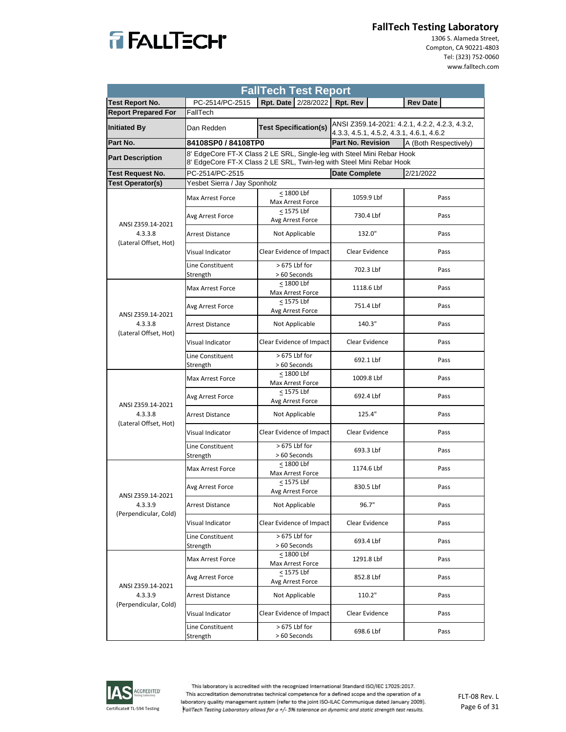**FallTech Testing Laboratory**
1306 S. Alameda Street,
Compton, CA 90221-4803
Tel: (323) 752-0060
www.falltech.com

## FallTech Test Report

| | | | | | | | |
|---|---|---|---|---|---|---|---|
| **Test Report No.** | PC-2514/PC-2515 | **Rpt. Date** | 2/28/2022 | **Rpt. Rev** | | **Rev Date** | |
| **Report Prepared For** | FallTech | | | | | | |
| **Initiated By** | Dan Redden | **Test Specification(s)** | | ANSI Z359.14-2021: 4.2.1, 4.2.2, 4.2.3, 4.3.2, 4.3.3, 4.5.1, 4.5.2, 4.3.1, 4.6.1, 4.6.2 | | | |
| **Part No.** | **84108SP0 / 84108TP0** | | | **Part No. Revision** | | A (Both Respectively) | |
| **Part Description** | 8' EdgeCore FT-X Class 2 LE SRL, Single-leg with Steel Mini Rebar Hook<br>8' EdgeCore FT-X Class 2 LE SRL, Twin-leg with Steel Mini Rebar Hook | | | | | | |
| **Test Request No.** | PC-2514/PC-2515 | | | **Date Complete** | | 2/21/2022 | |
| **Test Operator(s)** | Yesbet Sierra / Jay Sponholz | | | | | | |

| Test | Parameter | Requirement | Result | Pass/Fail |
|---|---|---|---|---|
| ANSI Z359.14-2021 4.3.3.8 (Lateral Offset, Hot) | Max Arrest Force | ≤ 1800 Lbf Max Arrest Force | 1059.9 Lbf | Pass |
| | Avg Arrest Force | ≤ 1575 Lbf Avg Arrest Force | 730.4 Lbf | Pass |
| | Arrest Distance | Not Applicable | 132.0" | Pass |
| | Visual Indicator | Clear Evidence of Impact | Clear Evidence | Pass |
| | Line Constituent Strength | > 675 Lbf for > 60 Seconds | 702.3 Lbf | Pass |
| ANSI Z359.14-2021 4.3.3.8 (Lateral Offset, Hot) | Max Arrest Force | ≤ 1800 Lbf Max Arrest Force | 1118.6 Lbf | Pass |
| | Avg Arrest Force | ≤ 1575 Lbf Avg Arrest Force | 751.4 Lbf | Pass |
| | Arrest Distance | Not Applicable | 140.3" | Pass |
| | Visual Indicator | Clear Evidence of Impact | Clear Evidence | Pass |
| | Line Constituent Strength | > 675 Lbf for > 60 Seconds | 692.1 Lbf | Pass |
| ANSI Z359.14-2021 4.3.3.8 (Lateral Offset, Hot) | Max Arrest Force | ≤ 1800 Lbf Max Arrest Force | 1009.8 Lbf | Pass |
| | Avg Arrest Force | ≤ 1575 Lbf Avg Arrest Force | 692.4 Lbf | Pass |
| | Arrest Distance | Not Applicable | 125.4" | Pass |
| | Visual Indicator | Clear Evidence of Impact | Clear Evidence | Pass |
| | Line Constituent Strength | > 675 Lbf for > 60 Seconds | 693.3 Lbf | Pass |
| ANSI Z359.14-2021 4.3.3.9 (Perpendicular, Cold) | Max Arrest Force | ≤ 1800 Lbf Max Arrest Force | 1174.6 Lbf | Pass |
| | Avg Arrest Force | ≤ 1575 Lbf Avg Arrest Force | 830.5 Lbf | Pass |
| | Arrest Distance | Not Applicable | 96.7" | Pass |
| | Visual Indicator | Clear Evidence of Impact | Clear Evidence | Pass |
| | Line Constituent Strength | > 675 Lbf for > 60 Seconds | 693.4 Lbf | Pass |
| ANSI Z359.14-2021 4.3.3.9 (Perpendicular, Cold) | Max Arrest Force | ≤ 1800 Lbf Max Arrest Force | 1291.8 Lbf | Pass |
| | Avg Arrest Force | ≤ 1575 Lbf Avg Arrest Force | 852.8 Lbf | Pass |
| | Arrest Distance | Not Applicable | 110.2" | Pass |
| | Visual Indicator | Clear Evidence of Impact | Clear Evidence | Pass |
| | Line Constituent Strength | > 675 Lbf for > 60 Seconds | 698.6 Lbf | Pass |

IAS ACCREDITED Testing Laboratory
Certificate# TL-594 Testing

This laboratory is accredited with the recognized International Standard ISO/IEC 17025:2017. This accreditation demonstrates technical competence for a defined scope and the operation of a laboratory quality management system (refer to the joint ISO-ILAC Communique dated January 2009).
*FallTech Testing Laboratory allows for a +/- 5% tolerance on dynamic and static strength test results.*

FLT-08 Rev. L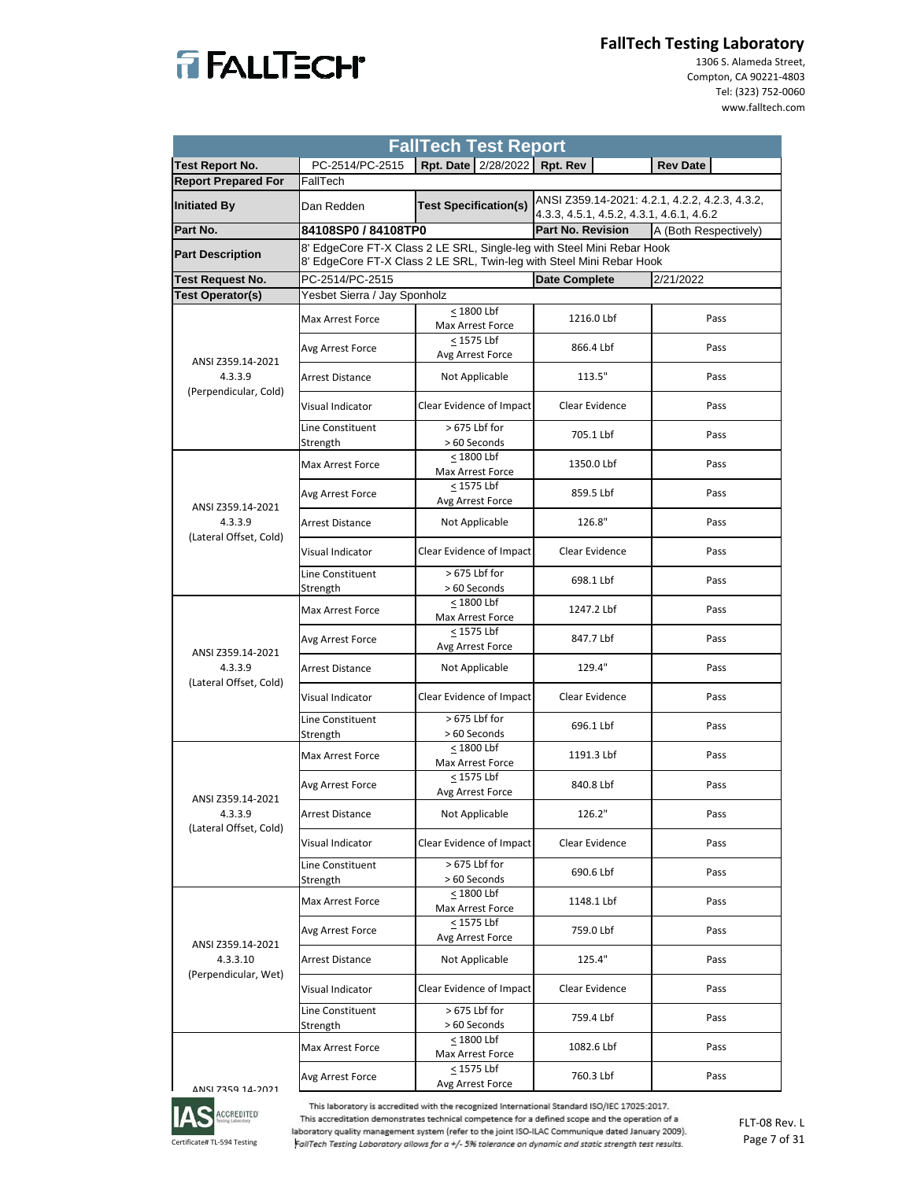FallTech Testing Laboratory
1306 S. Alameda Street,
Compton, CA 90221-4803
Tel: (323) 752-0060
www.falltech.com

## FallTech Test Report

| **Test Report No.** | PC-2514/PC-2515 | **Rpt. Date** 2/28/2022 | **Rpt. Rev** | **Rev Date** |
|---|---|---|---|---|
| **Report Prepared For** | FallTech | | | |
| **Initiated By** | Dan Redden | **Test Specification(s)** | ANSI Z359.14-2021: 4.2.1, 4.2.2, 4.2.3, 4.3.2, 4.3.3, 4.5.1, 4.5.2, 4.3.1, 4.6.1, 4.6.2 | |
| **Part No.** | **84108SP0 / 84108TP0** | | **Part No. Revision** | A (Both Respectively) |
| **Part Description** | 8' EdgeCore FT-X Class 2 LE SRL, Single-leg with Steel Mini Rebar Hook<br>8' EdgeCore FT-X Class 2 LE SRL, Twin-leg with Steel Mini Rebar Hook | | | |
| **Test Request No.** | PC-2514/PC-2515 | | **Date Complete** | 2/21/2022 |
| **Test Operator(s)** | Yesbet Sierra / Jay Sponholz | | | |

| Test | Parameter | Requirement | Result | Pass/Fail |
|---|---|---|---|---|
| ANSI Z359.14-2021 4.3.3.9 (Perpendicular, Cold) | Max Arrest Force | ≤ 1800 Lbf Max Arrest Force | 1216.0 Lbf | Pass |
| | Avg Arrest Force | ≤ 1575 Lbf Avg Arrest Force | 866.4 Lbf | Pass |
| | Arrest Distance | Not Applicable | 113.5" | Pass |
| | Visual Indicator | Clear Evidence of Impact | Clear Evidence | Pass |
| | Line Constituent Strength | > 675 Lbf for > 60 Seconds | 705.1 Lbf | Pass |
| ANSI Z359.14-2021 4.3.3.9 (Lateral Offset, Cold) | Max Arrest Force | ≤ 1800 Lbf Max Arrest Force | 1350.0 Lbf | Pass |
| | Avg Arrest Force | ≤ 1575 Lbf Avg Arrest Force | 859.5 Lbf | Pass |
| | Arrest Distance | Not Applicable | 126.8" | Pass |
| | Visual Indicator | Clear Evidence of Impact | Clear Evidence | Pass |
| | Line Constituent Strength | > 675 Lbf for > 60 Seconds | 698.1 Lbf | Pass |
| ANSI Z359.14-2021 4.3.3.9 (Lateral Offset, Cold) | Max Arrest Force | ≤ 1800 Lbf Max Arrest Force | 1247.2 Lbf | Pass |
| | Avg Arrest Force | ≤ 1575 Lbf Avg Arrest Force | 847.7 Lbf | Pass |
| | Arrest Distance | Not Applicable | 129.4" | Pass |
| | Visual Indicator | Clear Evidence of Impact | Clear Evidence | Pass |
| | Line Constituent Strength | > 675 Lbf for > 60 Seconds | 696.1 Lbf | Pass |
| ANSI Z359.14-2021 4.3.3.9 (Lateral Offset, Cold) | Max Arrest Force | ≤ 1800 Lbf Max Arrest Force | 1191.3 Lbf | Pass |
| | Avg Arrest Force | ≤ 1575 Lbf Avg Arrest Force | 840.8 Lbf | Pass |
| | Arrest Distance | Not Applicable | 126.2" | Pass |
| | Visual Indicator | Clear Evidence of Impact | Clear Evidence | Pass |
| | Line Constituent Strength | > 675 Lbf for > 60 Seconds | 690.6 Lbf | Pass |
| ANSI Z359.14-2021 4.3.3.10 (Perpendicular, Wet) | Max Arrest Force | ≤ 1800 Lbf Max Arrest Force | 1148.1 Lbf | Pass |
| | Avg Arrest Force | ≤ 1575 Lbf Avg Arrest Force | 759.0 Lbf | Pass |
| | Arrest Distance | Not Applicable | 125.4" | Pass |
| | Visual Indicator | Clear Evidence of Impact | Clear Evidence | Pass |
| | Line Constituent Strength | > 675 Lbf for > 60 Seconds | 759.4 Lbf | Pass |
| ANSI Z359.14-2021 | Max Arrest Force | ≤ 1800 Lbf Max Arrest Force | 1082.6 Lbf | Pass |
| | Avg Arrest Force | ≤ 1575 Lbf Avg Arrest Force | 760.3 Lbf | Pass |

IAS ACCREDITED Testing Laboratory
Certificate# TL-594 Testing

This laboratory is accredited with the recognized International Standard ISO/IEC 17025:2017. This accreditation demonstrates technical competence for a defined scope and the operation of a laboratory quality management system (refer to the joint ISO-ILAC Communique dated January 2009).
*FallTech Testing Laboratory allows for a +/- 5% tolerance on dynamic and static strength test results.*

FLT-08 Rev. L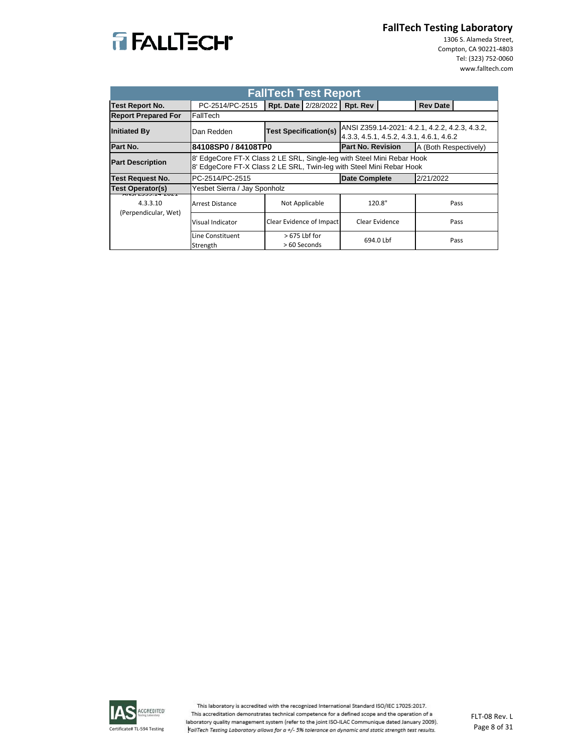FallTech Testing Laboratory
1306 S. Alameda Street,
Compton, CA 90221-4803
Tel: (323) 752-0060
www.falltech.com

| FallTech Test Report | | | | | | |
|---|---|---|---|---|---|---|
| **Test Report No.** | PC-2514/PC-2515 | **Rpt. Date** | 2/28/2022 | **Rpt. Rev** | | **Rev Date** |
| **Report Prepared For** | FallTech | | | | | |
| **Initiated By** | Dan Redden | **Test Specification(s)** | | ANSI Z359.14-2021: 4.2.1, 4.2.2, 4.2.3, 4.3.2, 4.3.3, 4.5.1, 4.5.2, 4.3.1, 4.6.1, 4.6.2 | | |
| **Part No.** | **84108SP0 / 84108TP0** | | | **Part No. Revision** | A (Both Respectively) | |
| **Part Description** | 8' EdgeCore FT-X Class 2 LE SRL, Single-leg with Steel Mini Rebar Hook<br>8' EdgeCore FT-X Class 2 LE SRL, Twin-leg with Steel Mini Rebar Hook | | | | | |
| **Test Request No.** | PC-2514/PC-2515 | | | **Date Complete** | 2/21/2022 | |
| **Test Operator(s)** | Yesbet Sierra / Jay Sponholz | | | | | |
| ANSI Z359.14-2021 4.3.3.10 (Perpendicular, Wet) | Arrest Distance | Not Applicable | | 120.8" | Pass | |
| | Visual Indicator | Clear Evidence of Impact | | Clear Evidence | Pass | |
| | Line Constituent Strength | > 675 Lbf for > 60 Seconds | | 694.0 Lbf | Pass | |

This laboratory is accredited with the recognized International Standard ISO/IEC 17025:2017.
This accreditation demonstrates technical competence for a defined scope and the operation of a laboratory quality management system (refer to the joint ISO-ILAC Communique dated January 2009).
*FallTech Testing Laboratory allows for a +/- 5% tolerance on dynamic and static strength test results.*

Certificate# TL-594 Testing

FLT-08 Rev. L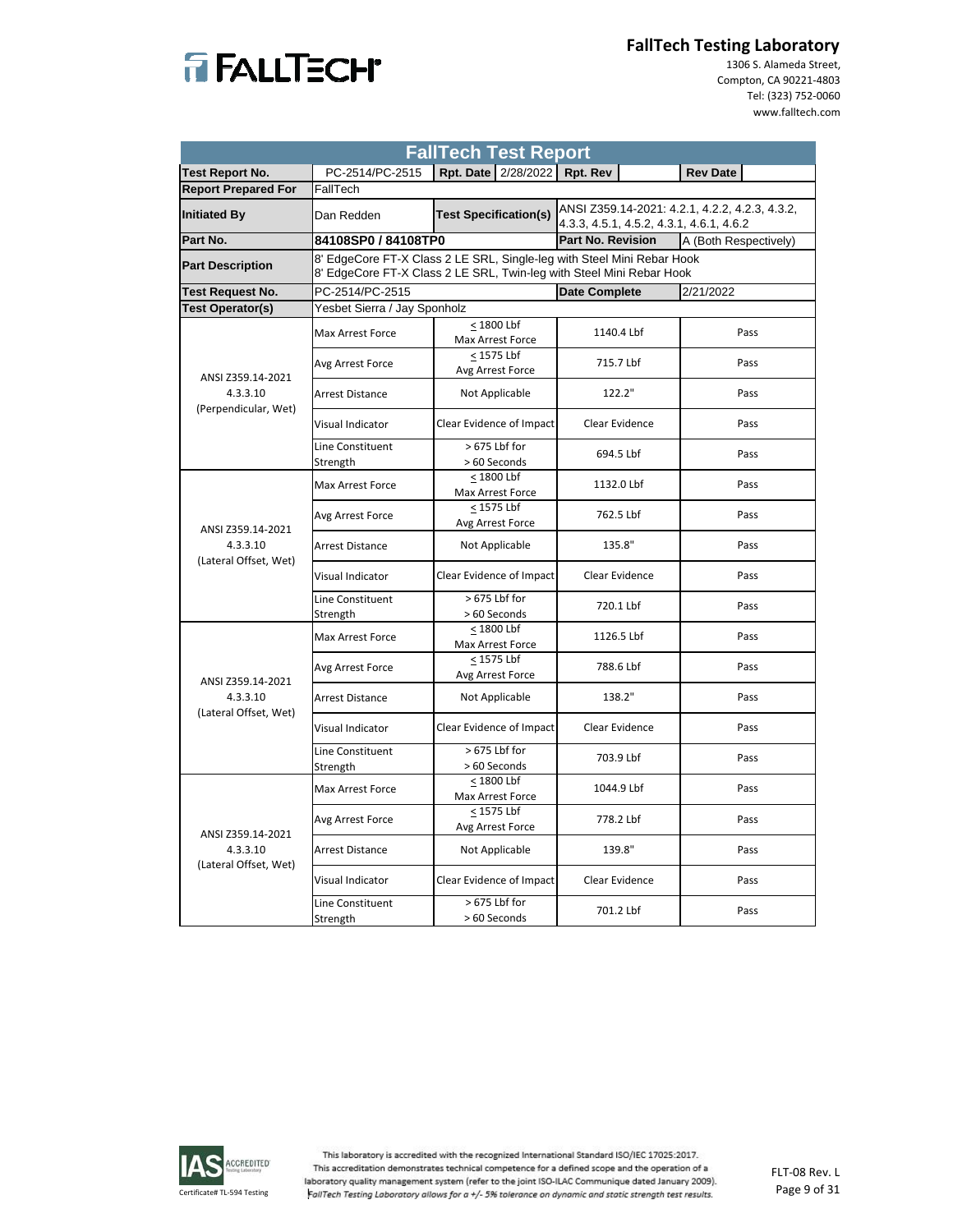**FallTech Testing Laboratory**
1306 S. Alameda Street,
Compton, CA 90221-4803
Tel: (323) 752-0060
www.falltech.com

## FallTech Test Report

| | | | | |
|---|---|---|---|---|
| **Test Report No.** | PC-2514/PC-2515 | **Rpt. Date** 2/28/2022 | **Rpt. Rev** | **Rev Date** |
| **Report Prepared For** | FallTech | | | |
| **Initiated By** | Dan Redden | **Test Specification(s)** | ANSI Z359.14-2021: 4.2.1, 4.2.2, 4.2.3, 4.3.2, 4.3.3, 4.5.1, 4.5.2, 4.3.1, 4.6.1, 4.6.2 | |
| **Part No.** | **84108SP0 / 84108TP0** | | **Part No. Revision** | A (Both Respectively) |
| **Part Description** | 8' EdgeCore FT-X Class 2 LE SRL, Single-leg with Steel Mini Rebar Hook<br>8' EdgeCore FT-X Class 2 LE SRL, Twin-leg with Steel Mini Rebar Hook | | | |
| **Test Request No.** | PC-2514/PC-2515 | | **Date Complete** | 2/21/2022 |
| **Test Operator(s)** | Yesbet Sierra / Jay Sponholz | | | |

| Test | Parameter | Requirement | Result | Pass/Fail |
|---|---|---|---|---|
| ANSI Z359.14-2021 4.3.3.10 (Perpendicular, Wet) | Max Arrest Force | ≤ 1800 Lbf Max Arrest Force | 1140.4 Lbf | Pass |
| | Avg Arrest Force | ≤ 1575 Lbf Avg Arrest Force | 715.7 Lbf | Pass |
| | Arrest Distance | Not Applicable | 122.2" | Pass |
| | Visual Indicator | Clear Evidence of Impact | Clear Evidence | Pass |
| | Line Constituent Strength | > 675 Lbf for > 60 Seconds | 694.5 Lbf | Pass |
| ANSI Z359.14-2021 4.3.3.10 (Lateral Offset, Wet) | Max Arrest Force | ≤ 1800 Lbf Max Arrest Force | 1132.0 Lbf | Pass |
| | Avg Arrest Force | ≤ 1575 Lbf Avg Arrest Force | 762.5 Lbf | Pass |
| | Arrest Distance | Not Applicable | 135.8" | Pass |
| | Visual Indicator | Clear Evidence of Impact | Clear Evidence | Pass |
| | Line Constituent Strength | > 675 Lbf for > 60 Seconds | 720.1 Lbf | Pass |
| ANSI Z359.14-2021 4.3.3.10 (Lateral Offset, Wet) | Max Arrest Force | ≤ 1800 Lbf Max Arrest Force | 1126.5 Lbf | Pass |
| | Avg Arrest Force | ≤ 1575 Lbf Avg Arrest Force | 788.6 Lbf | Pass |
| | Arrest Distance | Not Applicable | 138.2" | Pass |
| | Visual Indicator | Clear Evidence of Impact | Clear Evidence | Pass |
| | Line Constituent Strength | > 675 Lbf for > 60 Seconds | 703.9 Lbf | Pass |
| ANSI Z359.14-2021 4.3.3.10 (Lateral Offset, Wet) | Max Arrest Force | ≤ 1800 Lbf Max Arrest Force | 1044.9 Lbf | Pass |
| | Avg Arrest Force | ≤ 1575 Lbf Avg Arrest Force | 778.2 Lbf | Pass |
| | Arrest Distance | Not Applicable | 139.8" | Pass |
| | Visual Indicator | Clear Evidence of Impact | Clear Evidence | Pass |
| | Line Constituent Strength | > 675 Lbf for > 60 Seconds | 701.2 Lbf | Pass |

IAS ACCREDITED Testing Laboratory
Certificate# TL-594 Testing

This laboratory is accredited with the recognized International Standard ISO/IEC 17025:2017. This accreditation demonstrates technical competence for a defined scope and the operation of a laboratory quality management system (refer to the joint ISO-ILAC Communique dated January 2009).
*FallTech Testing Laboratory allows for a +/- 5% tolerance on dynamic and static strength test results.*

FLT-08 Rev. L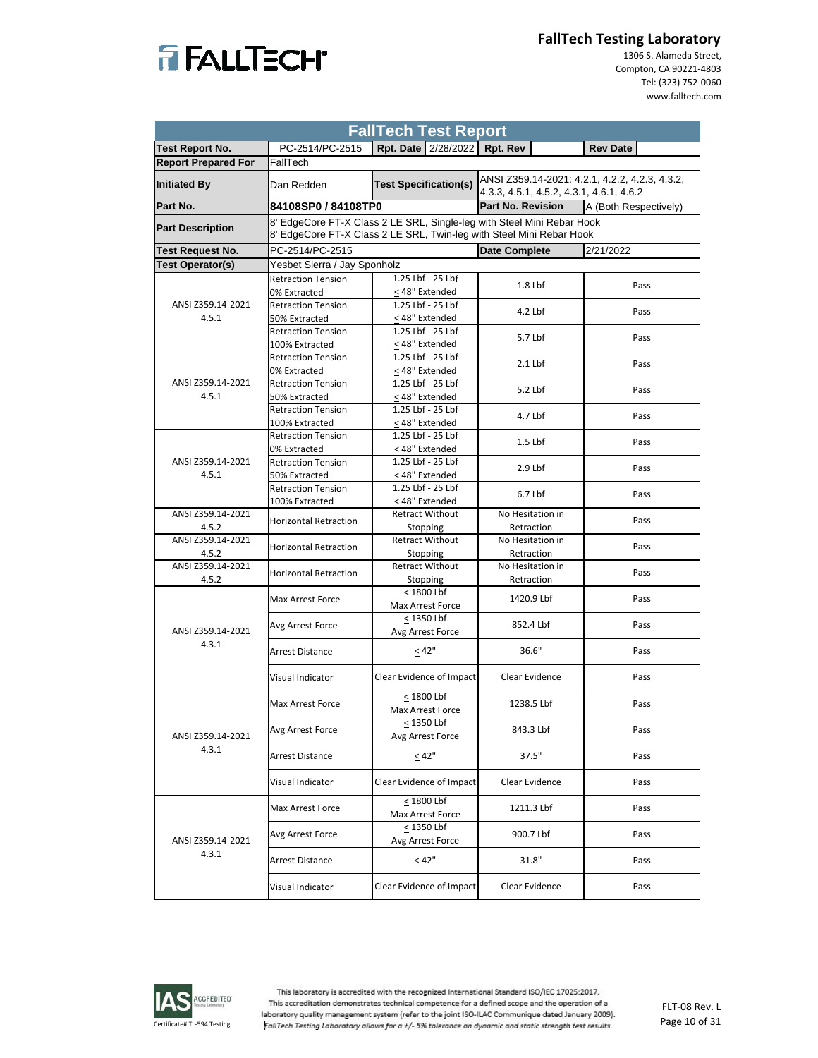**FallTech Testing Laboratory**
1306 S. Alameda Street,
Compton, CA 90221-4803
Tel: (323) 752-0060
www.falltech.com

## FallTech Test Report

| **Test Report No.** | PC-2514/PC-2515 | **Rpt. Date** 2/28/2022 | **Rpt. Rev** | **Rev Date** |
|---|---|---|---|---|
| **Report Prepared For** | FallTech | | | |
| **Initiated By** | Dan Redden | **Test Specification(s)** | ANSI Z359.14-2021: 4.2.1, 4.2.2, 4.2.3, 4.3.2, 4.3.3, 4.5.1, 4.5.2, 4.3.1, 4.6.1, 4.6.2 | |
| **Part No.** | **84108SP0 / 84108TP0** | | **Part No. Revision** | A (Both Respectively) |
| **Part Description** | 8' EdgeCore FT-X Class 2 LE SRL, Single-leg with Steel Mini Rebar Hook<br>8' EdgeCore FT-X Class 2 LE SRL, Twin-leg with Steel Mini Rebar Hook | | | |
| **Test Request No.** | PC-2514/PC-2515 | | **Date Complete** | 2/21/2022 |
| **Test Operator(s)** | Yesbet Sierra / Jay Sponholz | | | |

| Specification | Test | Requirement | Result | Pass/Fail |
|---|---|---|---|---|
| ANSI Z359.14-2021 4.5.1 | Retraction Tension 0% Extracted | 1.25 Lbf - 25 Lbf ≤ 48" Extended | 1.8 Lbf | Pass |
| | Retraction Tension 50% Extracted | 1.25 Lbf - 25 Lbf ≤ 48" Extended | 4.2 Lbf | Pass |
| | Retraction Tension 100% Extracted | 1.25 Lbf - 25 Lbf ≤ 48" Extended | 5.7 Lbf | Pass |
| ANSI Z359.14-2021 4.5.1 | Retraction Tension 0% Extracted | 1.25 Lbf - 25 Lbf ≤ 48" Extended | 2.1 Lbf | Pass |
| | Retraction Tension 50% Extracted | 1.25 Lbf - 25 Lbf ≤ 48" Extended | 5.2 Lbf | Pass |
| | Retraction Tension 100% Extracted | 1.25 Lbf - 25 Lbf ≤ 48" Extended | 4.7 Lbf | Pass |
| ANSI Z359.14-2021 4.5.1 | Retraction Tension 0% Extracted | 1.25 Lbf - 25 Lbf ≤ 48" Extended | 1.5 Lbf | Pass |
| | Retraction Tension 50% Extracted | 1.25 Lbf - 25 Lbf ≤ 48" Extended | 2.9 Lbf | Pass |
| | Retraction Tension 100% Extracted | 1.25 Lbf - 25 Lbf ≤ 48" Extended | 6.7 Lbf | Pass |
| ANSI Z359.14-2021 4.5.2 | Horizontal Retraction | Retract Without Stopping | No Hesitation in Retraction | Pass |
| ANSI Z359.14-2021 4.5.2 | Horizontal Retraction | Retract Without Stopping | No Hesitation in Retraction | Pass |
| ANSI Z359.14-2021 4.5.2 | Horizontal Retraction | Retract Without Stopping | No Hesitation in Retraction | Pass |
| ANSI Z359.14-2021 4.3.1 | Max Arrest Force | ≤ 1800 Lbf Max Arrest Force | 1420.9 Lbf | Pass |
| | Avg Arrest Force | ≤ 1350 Lbf Avg Arrest Force | 852.4 Lbf | Pass |
| | Arrest Distance | ≤ 42" | 36.6" | Pass |
| | Visual Indicator | Clear Evidence of Impact | Clear Evidence | Pass |
| ANSI Z359.14-2021 4.3.1 | Max Arrest Force | ≤ 1800 Lbf Max Arrest Force | 1238.5 Lbf | Pass |
| | Avg Arrest Force | ≤ 1350 Lbf Avg Arrest Force | 843.3 Lbf | Pass |
| | Arrest Distance | ≤ 42" | 37.5" | Pass |
| | Visual Indicator | Clear Evidence of Impact | Clear Evidence | Pass |
| ANSI Z359.14-2021 4.3.1 | Max Arrest Force | ≤ 1800 Lbf Max Arrest Force | 1211.3 Lbf | Pass |
| | Avg Arrest Force | ≤ 1350 Lbf Avg Arrest Force | 900.7 Lbf | Pass |
| | Arrest Distance | ≤ 42" | 31.8" | Pass |
| | Visual Indicator | Clear Evidence of Impact | Clear Evidence | Pass |

IAS ACCREDITED Testing Laboratory — Certificate# TL-594 Testing

This laboratory is accredited with the recognized International Standard ISO/IEC 17025:2017. This accreditation demonstrates technical competence for a defined scope and the operation of a laboratory quality management system (refer to the joint ISO-ILAC Communique dated January 2009).

*FallTech Testing Laboratory allows for a +/- 5% tolerance on dynamic and static strength test results.*

FLT-08 Rev. L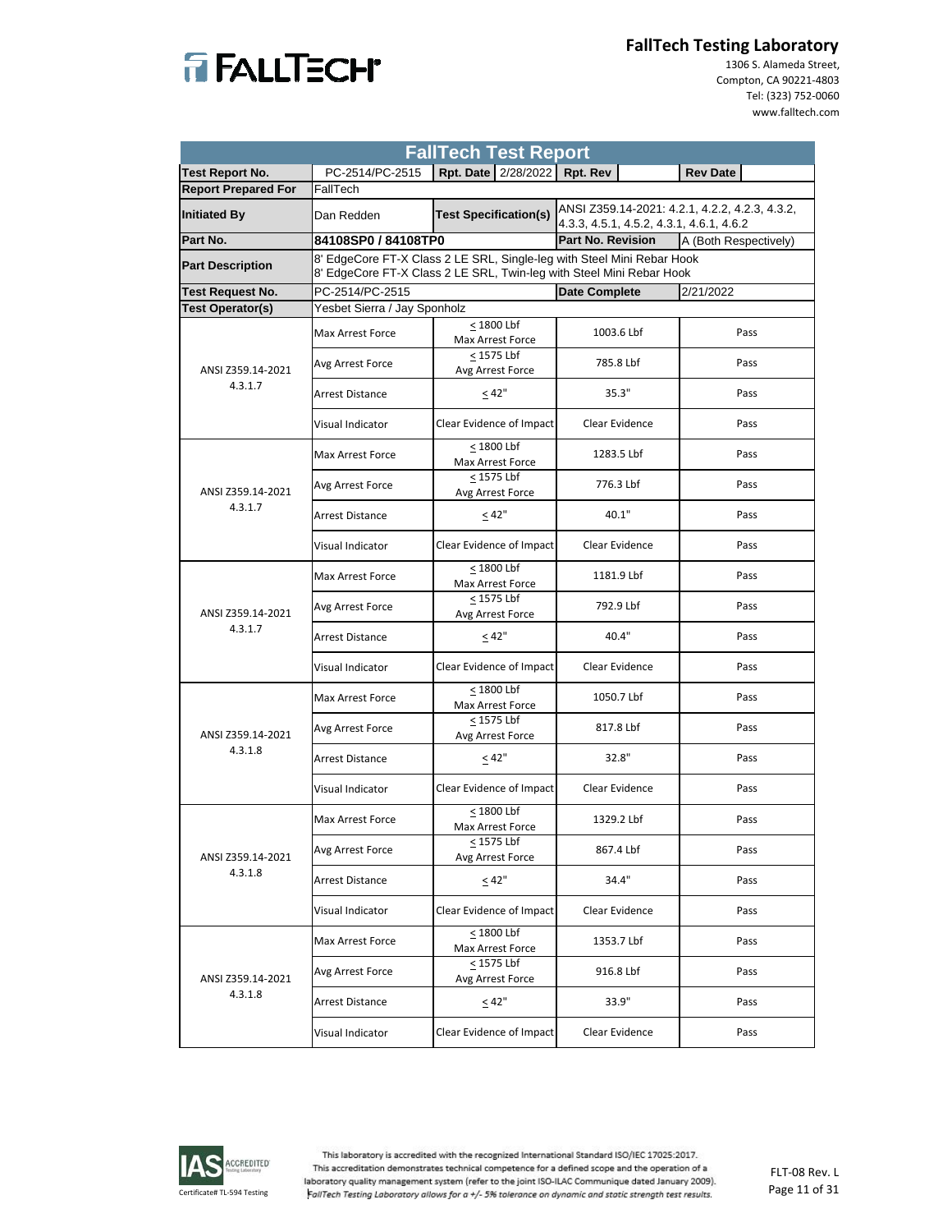**FallTech Testing Laboratory**
1306 S. Alameda Street,
Compton, CA 90221-4803
Tel: (323) 752-0060
www.falltech.com

## FallTech Test Report

| Test Report No. | PC-2514/PC-2515 | Rpt. Date | 2/28/2022 | Rpt. Rev | | Rev Date | |
|---|---|---|---|---|---|---|---|
| Report Prepared For | FallTech | | | | | | |
| Initiated By | Dan Redden | Test Specification(s) | ANSI Z359.14-2021: 4.2.1, 4.2.2, 4.2.3, 4.3.2, 4.3.3, 4.5.1, 4.5.2, 4.3.1, 4.6.1, 4.6.2 | | | | |
| Part No. | **84108SP0 / 84108TP0** | | | Part No. Revision | | A (Both Respectively) | |
| Part Description | 8' EdgeCore FT-X Class 2 LE SRL, Single-leg with Steel Mini Rebar Hook<br>8' EdgeCore FT-X Class 2 LE SRL, Twin-leg with Steel Mini Rebar Hook | | | | | | |
| Test Request No. | PC-2514/PC-2515 | | | Date Complete | | 2/21/2022 | |
| Test Operator(s) | Yesbet Sierra / Jay Sponholz | | | | | | |

| Specification | Test | Requirement | Result | Pass/Fail |
|---|---|---|---|---|
| ANSI Z359.14-2021 4.3.1.7 | Max Arrest Force | ≤ 1800 Lbf Max Arrest Force | 1003.6 Lbf | Pass |
| | Avg Arrest Force | ≤ 1575 Lbf Avg Arrest Force | 785.8 Lbf | Pass |
| | Arrest Distance | ≤ 42" | 35.3" | Pass |
| | Visual Indicator | Clear Evidence of Impact | Clear Evidence | Pass |
| ANSI Z359.14-2021 4.3.1.7 | Max Arrest Force | ≤ 1800 Lbf Max Arrest Force | 1283.5 Lbf | Pass |
| | Avg Arrest Force | ≤ 1575 Lbf Avg Arrest Force | 776.3 Lbf | Pass |
| | Arrest Distance | ≤ 42" | 40.1" | Pass |
| | Visual Indicator | Clear Evidence of Impact | Clear Evidence | Pass |
| ANSI Z359.14-2021 4.3.1.7 | Max Arrest Force | ≤ 1800 Lbf Max Arrest Force | 1181.9 Lbf | Pass |
| | Avg Arrest Force | ≤ 1575 Lbf Avg Arrest Force | 792.9 Lbf | Pass |
| | Arrest Distance | ≤ 42" | 40.4" | Pass |
| | Visual Indicator | Clear Evidence of Impact | Clear Evidence | Pass |
| ANSI Z359.14-2021 4.3.1.8 | Max Arrest Force | ≤ 1800 Lbf Max Arrest Force | 1050.7 Lbf | Pass |
| | Avg Arrest Force | ≤ 1575 Lbf Avg Arrest Force | 817.8 Lbf | Pass |
| | Arrest Distance | ≤ 42" | 32.8" | Pass |
| | Visual Indicator | Clear Evidence of Impact | Clear Evidence | Pass |
| ANSI Z359.14-2021 4.3.1.8 | Max Arrest Force | ≤ 1800 Lbf Max Arrest Force | 1329.2 Lbf | Pass |
| | Avg Arrest Force | ≤ 1575 Lbf Avg Arrest Force | 867.4 Lbf | Pass |
| | Arrest Distance | ≤ 42" | 34.4" | Pass |
| | Visual Indicator | Clear Evidence of Impact | Clear Evidence | Pass |
| ANSI Z359.14-2021 4.3.1.8 | Max Arrest Force | ≤ 1800 Lbf Max Arrest Force | 1353.7 Lbf | Pass |
| | Avg Arrest Force | ≤ 1575 Lbf Avg Arrest Force | 916.8 Lbf | Pass |
| | Arrest Distance | ≤ 42" | 33.9" | Pass |
| | Visual Indicator | Clear Evidence of Impact | Clear Evidence | Pass |

IAS ACCREDITED Testing Laboratory
Certificate# TL-594 Testing

This laboratory is accredited with the recognized International Standard ISO/IEC 17025:2017. This accreditation demonstrates technical competence for a defined scope and the operation of a laboratory quality management system (refer to the joint ISO-ILAC Communique dated January 2009).
*FallTech Testing Laboratory allows for a +/- 5% tolerance on dynamic and static strength test results.*

FLT-08 Rev. L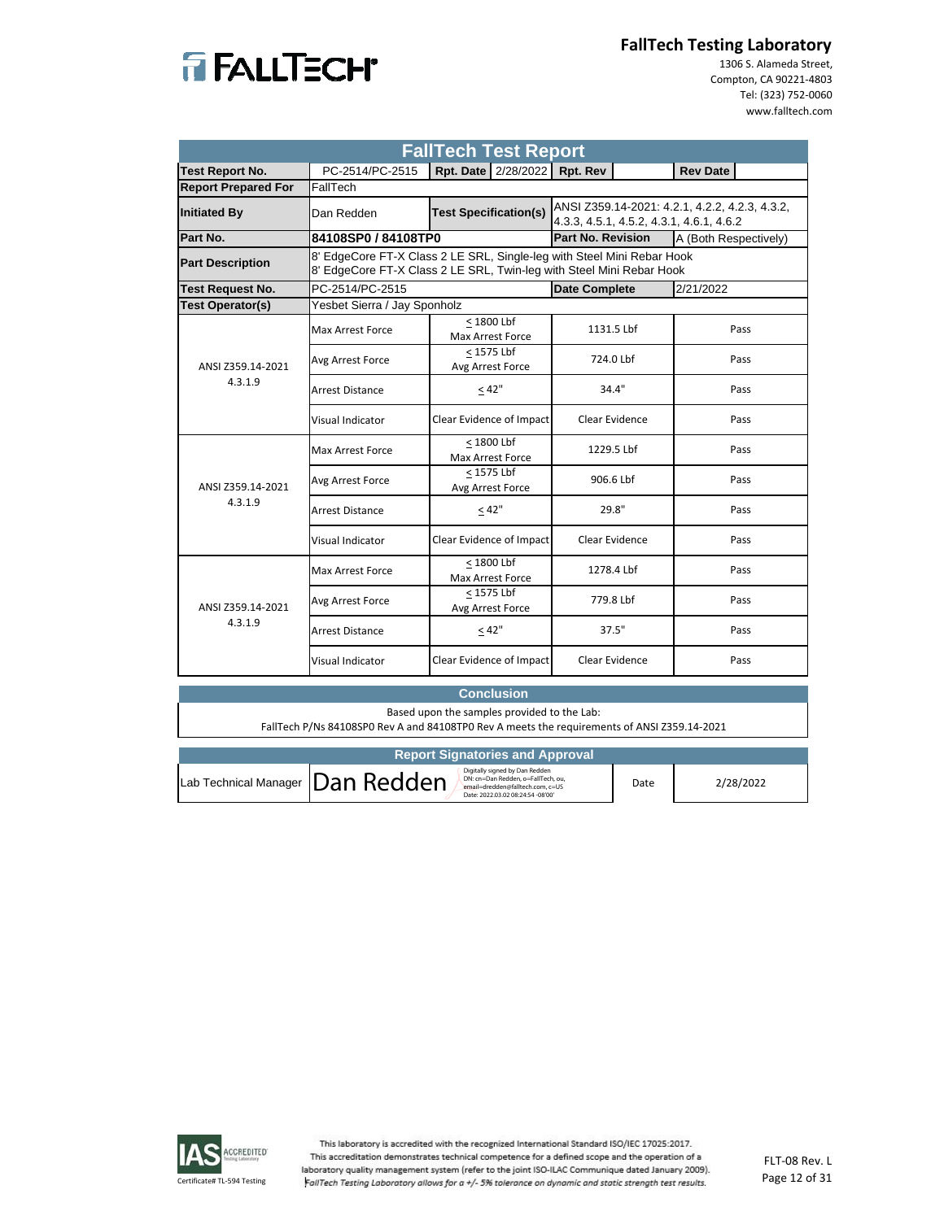**FallTech Testing Laboratory**
1306 S. Alameda Street,
Compton, CA 90221-4803
Tel: (323) 752-0060
www.falltech.com

## FallTech Test Report

| | | | | | | | |
|---|---|---|---|---|---|---|---|
| **Test Report No.** | PC-2514/PC-2515 | **Rpt. Date** | 2/28/2022 | **Rpt. Rev** | | **Rev Date** | |
| **Report Prepared For** | FallTech | | | | | | |
| **Initiated By** | Dan Redden | **Test Specification(s)** | | ANSI Z359.14-2021: 4.2.1, 4.2.2, 4.2.3, 4.3.2, 4.3.3, 4.5.1, 4.5.2, 4.3.1, 4.6.1, 4.6.2 | | | |
| **Part No.** | **84108SP0 / 84108TP0** | | | **Part No. Revision** | | A (Both Respectively) | |
| **Part Description** | 8' EdgeCore FT-X Class 2 LE SRL, Single-leg with Steel Mini Rebar Hook<br>8' EdgeCore FT-X Class 2 LE SRL, Twin-leg with Steel Mini Rebar Hook | | | | | | |
| **Test Request No.** | PC-2514/PC-2515 | | | **Date Complete** | | 2/21/2022 | |
| **Test Operator(s)** | Yesbet Sierra / Jay Sponholz | | | | | | |

| | | | | |
|---|---|---|---|---|
| ANSI Z359.14-2021 4.3.1.9 | Max Arrest Force | ≤ 1800 Lbf Max Arrest Force | 1131.5 Lbf | Pass |
| | Avg Arrest Force | ≤ 1575 Lbf Avg Arrest Force | 724.0 Lbf | Pass |
| | Arrest Distance | ≤ 42" | 34.4" | Pass |
| | Visual Indicator | Clear Evidence of Impact | Clear Evidence | Pass |
| ANSI Z359.14-2021 4.3.1.9 | Max Arrest Force | ≤ 1800 Lbf Max Arrest Force | 1229.5 Lbf | Pass |
| | Avg Arrest Force | ≤ 1575 Lbf Avg Arrest Force | 906.6 Lbf | Pass |
| | Arrest Distance | ≤ 42" | 29.8" | Pass |
| | Visual Indicator | Clear Evidence of Impact | Clear Evidence | Pass |
| ANSI Z359.14-2021 4.3.1.9 | Max Arrest Force | ≤ 1800 Lbf Max Arrest Force | 1278.4 Lbf | Pass |
| | Avg Arrest Force | ≤ 1575 Lbf Avg Arrest Force | 779.8 Lbf | Pass |
| | Arrest Distance | ≤ 42" | 37.5" | Pass |
| | Visual Indicator | Clear Evidence of Impact | Clear Evidence | Pass |

### Conclusion

Based upon the samples provided to the Lab:
FallTech P/Ns 84108SP0 Rev A and 84108TP0 Rev A meets the requirements of ANSI Z359.14-2021

### Report Signatories and Approval

| | | | |
|---|---|---|---|
| Lab Technical Manager | Dan Redden (Digitally signed by Dan Redden DN: cn=Dan Redden, o=FallTech, ou, email=dredden@falltech.com, c=US Date: 2022.03.02 08:24:54 -08'00') | Date | 2/28/2022 |

Certificate# TL-594 Testing

This laboratory is accredited with the recognized International Standard ISO/IEC 17025:2017. This accreditation demonstrates technical competence for a defined scope and the operation of a laboratory quality management system (refer to the joint ISO-ILAC Communique dated January 2009).
*FallTech Testing Laboratory allows for a +/- 5% tolerance on dynamic and static strength test results.*

FLT-08 Rev. L